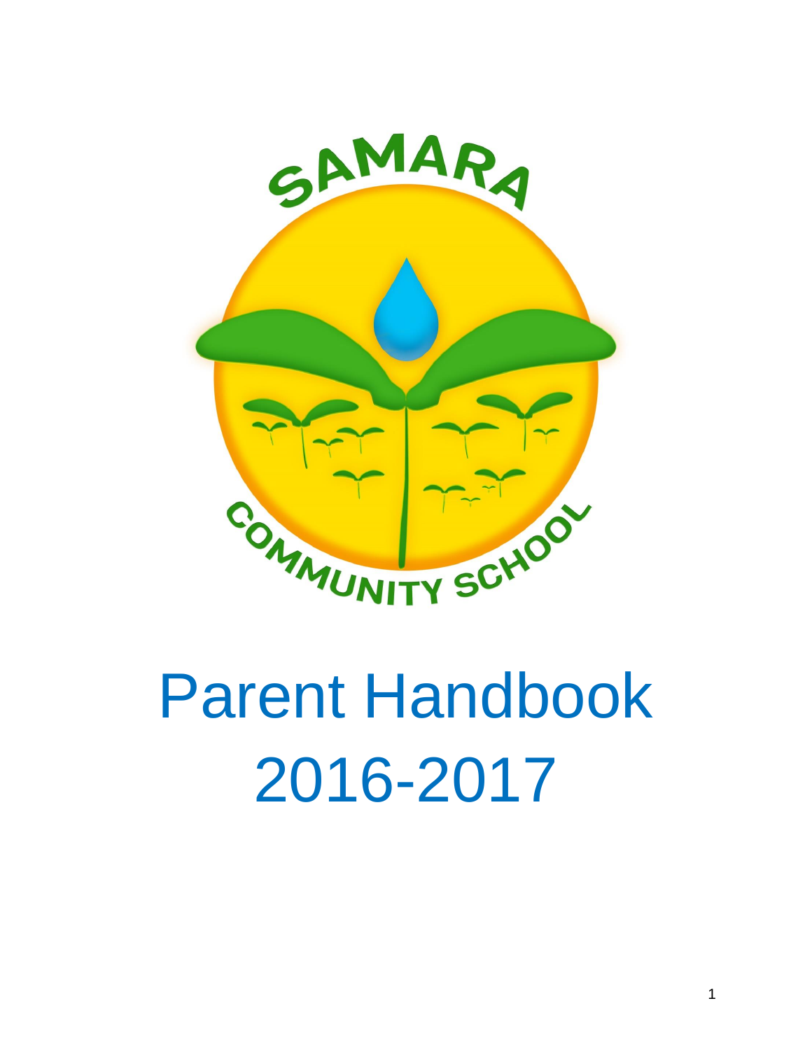SAMARA COMMUNITY SCHOOL

# Parent Handbook 2016-2017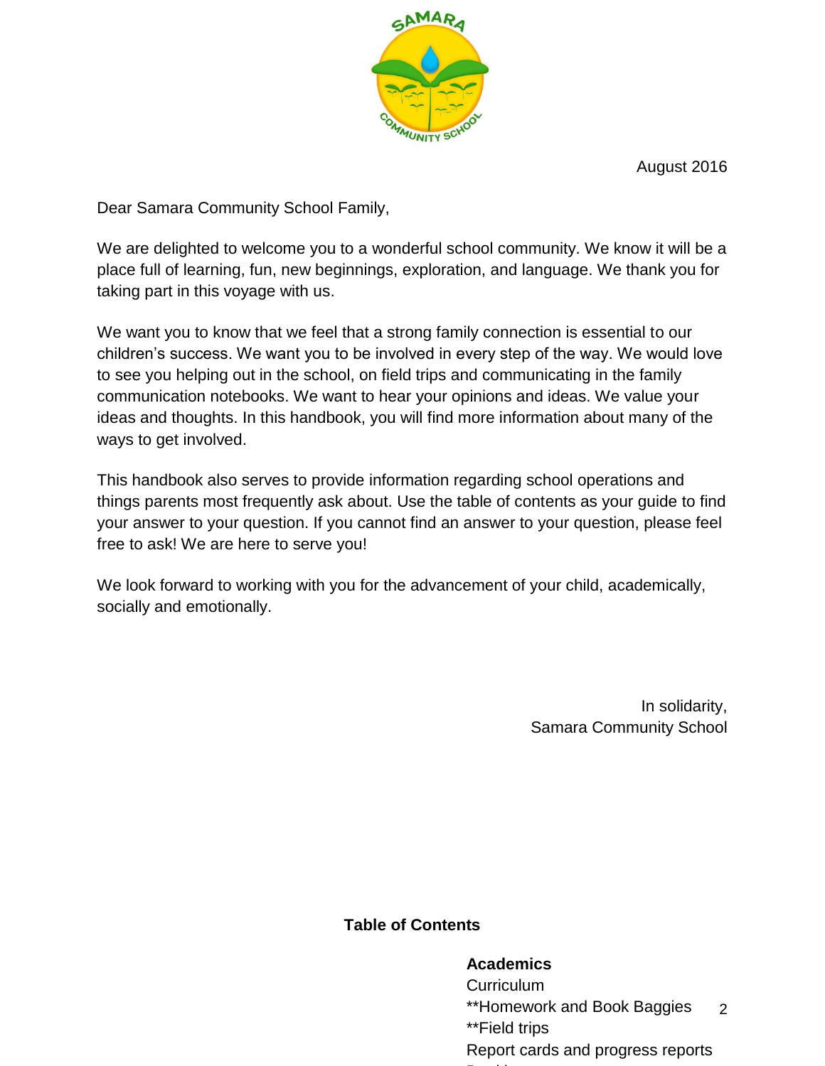August 2016

Dear Samara Community School Family,

We are delighted to welcome you to a wonderful school community. We know it will be a place full of learning, fun, new beginnings, exploration, and language. We thank you for taking part in this voyage with us.

We want you to know that we feel that a strong family connection is essential to our children's success. We want you to be involved in every step of the way. We would love to see you helping out in the school, on field trips and communicating in the family communication notebooks. We want to hear your opinions and ideas. We value your ideas and thoughts. In this handbook, you will find more information about many of the ways to get involved.

This handbook also serves to provide information regarding school operations and things parents most frequently ask about. Use the table of contents as your guide to find your answer to your question. If you cannot find an answer to your question, please feel free to ask! We are here to serve you!

We look forward to working with you for the advancement of your child, academically, socially and emotionally.

In solidarity,
Samara Community School

## Table of Contents

**Academics**

Curriculum
**Homework and Book Baggies
**Field trips
Report cards and progress reports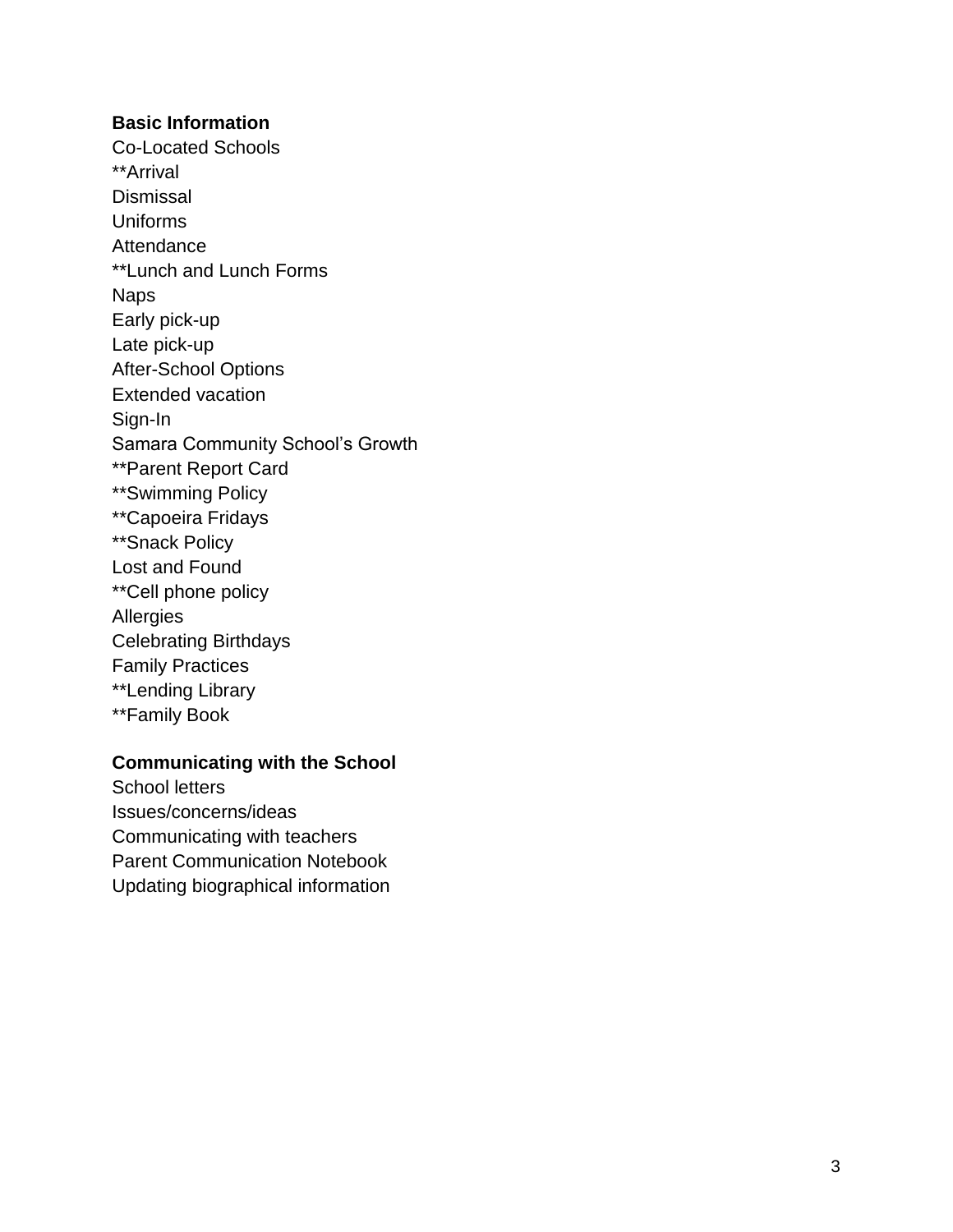**Basic Information**

Co-Located Schools
**Arrival
Dismissal
Uniforms
Attendance
**Lunch and Lunch Forms
Naps
Early pick-up
Late pick-up
After-School Options
Extended vacation
Sign-In
Samara Community School's Growth
**Parent Report Card
**Swimming Policy
**Capoeira Fridays
**Snack Policy
Lost and Found
**Cell phone policy
Allergies
Celebrating Birthdays
Family Practices
**Lending Library
**Family Book

**Communicating with the School**

School letters
Issues/concerns/ideas
Communicating with teachers
Parent Communication Notebook
Updating biographical information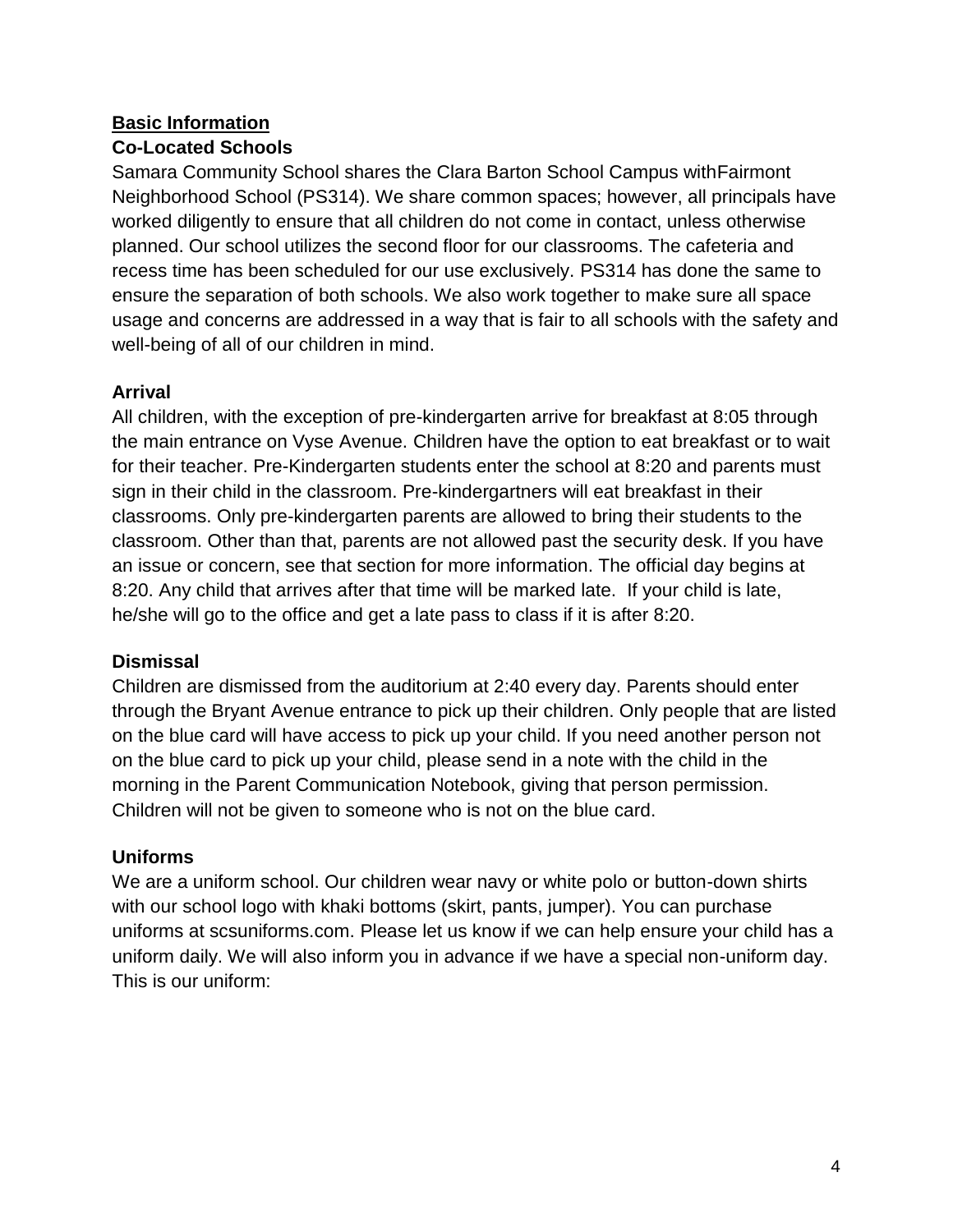## Basic Information

### Co-Located Schools

Samara Community School shares the Clara Barton School Campus withFairmont Neighborhood School (PS314). We share common spaces; however, all principals have worked diligently to ensure that all children do not come in contact, unless otherwise planned. Our school utilizes the second floor for our classrooms. The cafeteria and recess time has been scheduled for our use exclusively. PS314 has done the same to ensure the separation of both schools. We also work together to make sure all space usage and concerns are addressed in a way that is fair to all schools with the safety and well-being of all of our children in mind.

### Arrival

All children, with the exception of pre-kindergarten arrive for breakfast at 8:05 through the main entrance on Vyse Avenue. Children have the option to eat breakfast or to wait for their teacher. Pre-Kindergarten students enter the school at 8:20 and parents must sign in their child in the classroom. Pre-kindergartners will eat breakfast in their classrooms. Only pre-kindergarten parents are allowed to bring their students to the classroom. Other than that, parents are not allowed past the security desk. If you have an issue or concern, see that section for more information. The official day begins at 8:20. Any child that arrives after that time will be marked late. If your child is late, he/she will go to the office and get a late pass to class if it is after 8:20.

### Dismissal

Children are dismissed from the auditorium at 2:40 every day. Parents should enter through the Bryant Avenue entrance to pick up their children. Only people that are listed on the blue card will have access to pick up your child. If you need another person not on the blue card to pick up your child, please send in a note with the child in the morning in the Parent Communication Notebook, giving that person permission. Children will not be given to someone who is not on the blue card.

### Uniforms

We are a uniform school. Our children wear navy or white polo or button-down shirts with our school logo with khaki bottoms (skirt, pants, jumper). You can purchase uniforms at scsuniforms.com. Please let us know if we can help ensure your child has a uniform daily. We will also inform you in advance if we have a special non-uniform day. This is our uniform: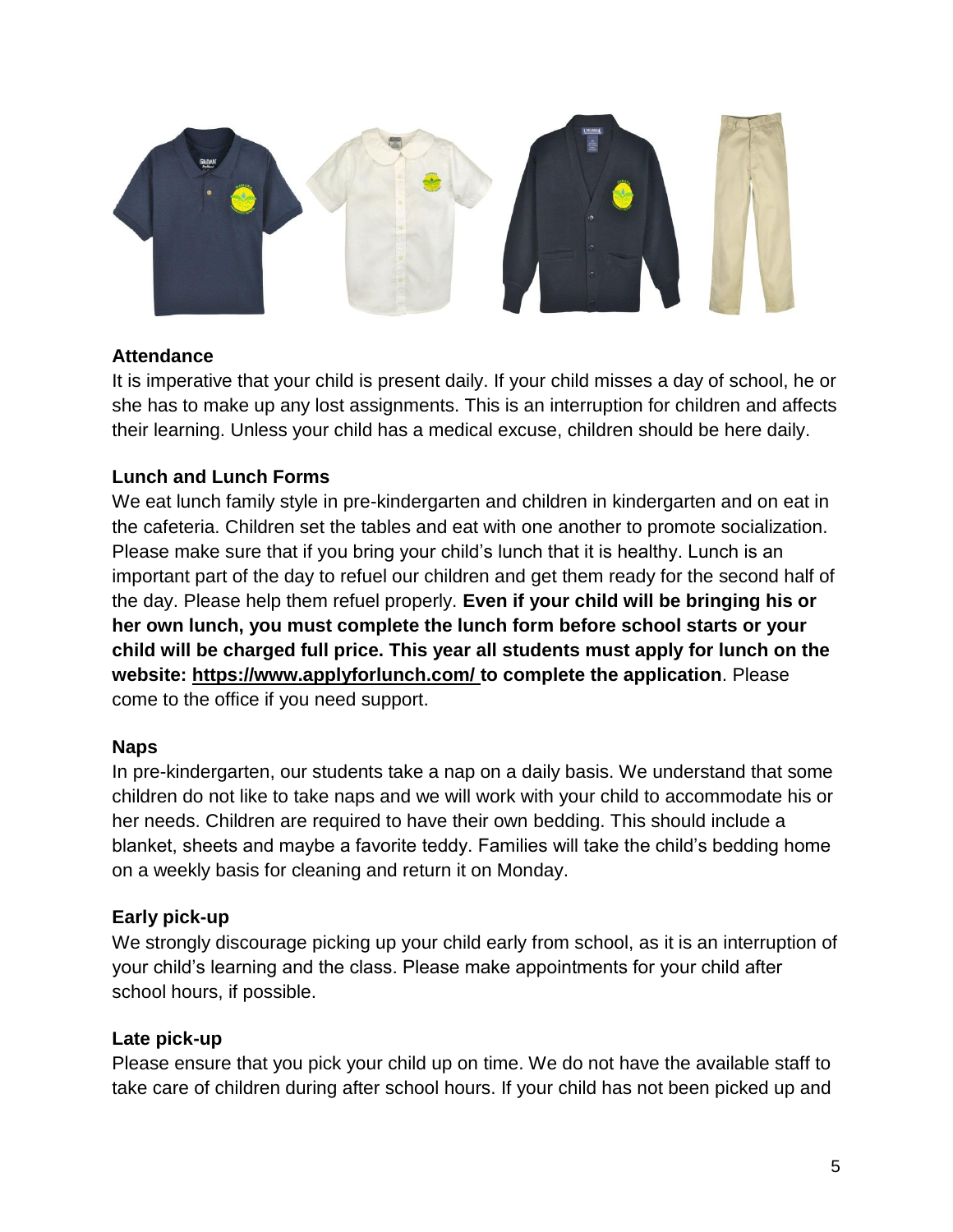**Attendance**

It is imperative that your child is present daily. If your child misses a day of school, he or she has to make up any lost assignments. This is an interruption for children and affects their learning. Unless your child has a medical excuse, children should be here daily.

**Lunch and Lunch Forms**

We eat lunch family style in pre-kindergarten and children in kindergarten and on eat in the cafeteria. Children set the tables and eat with one another to promote socialization. Please make sure that if you bring your child's lunch that it is healthy. Lunch is an important part of the day to refuel our children and get them ready for the second half of the day. Please help them refuel properly. **Even if your child will be bringing his or her own lunch, you must complete the lunch form before school starts or your child will be charged full price. This year all students must apply for lunch on the website: https://www.applyforlunch.com/ to complete the application**. Please come to the office if you need support.

**Naps**

In pre-kindergarten, our students take a nap on a daily basis. We understand that some children do not like to take naps and we will work with your child to accommodate his or her needs. Children are required to have their own bedding. This should include a blanket, sheets and maybe a favorite teddy. Families will take the child's bedding home on a weekly basis for cleaning and return it on Monday.

**Early pick-up**

We strongly discourage picking up your child early from school, as it is an interruption of your child's learning and the class. Please make appointments for your child after school hours, if possible.

**Late pick-up**

Please ensure that you pick your child up on time. We do not have the available staff to take care of children during after school hours. If your child has not been picked up and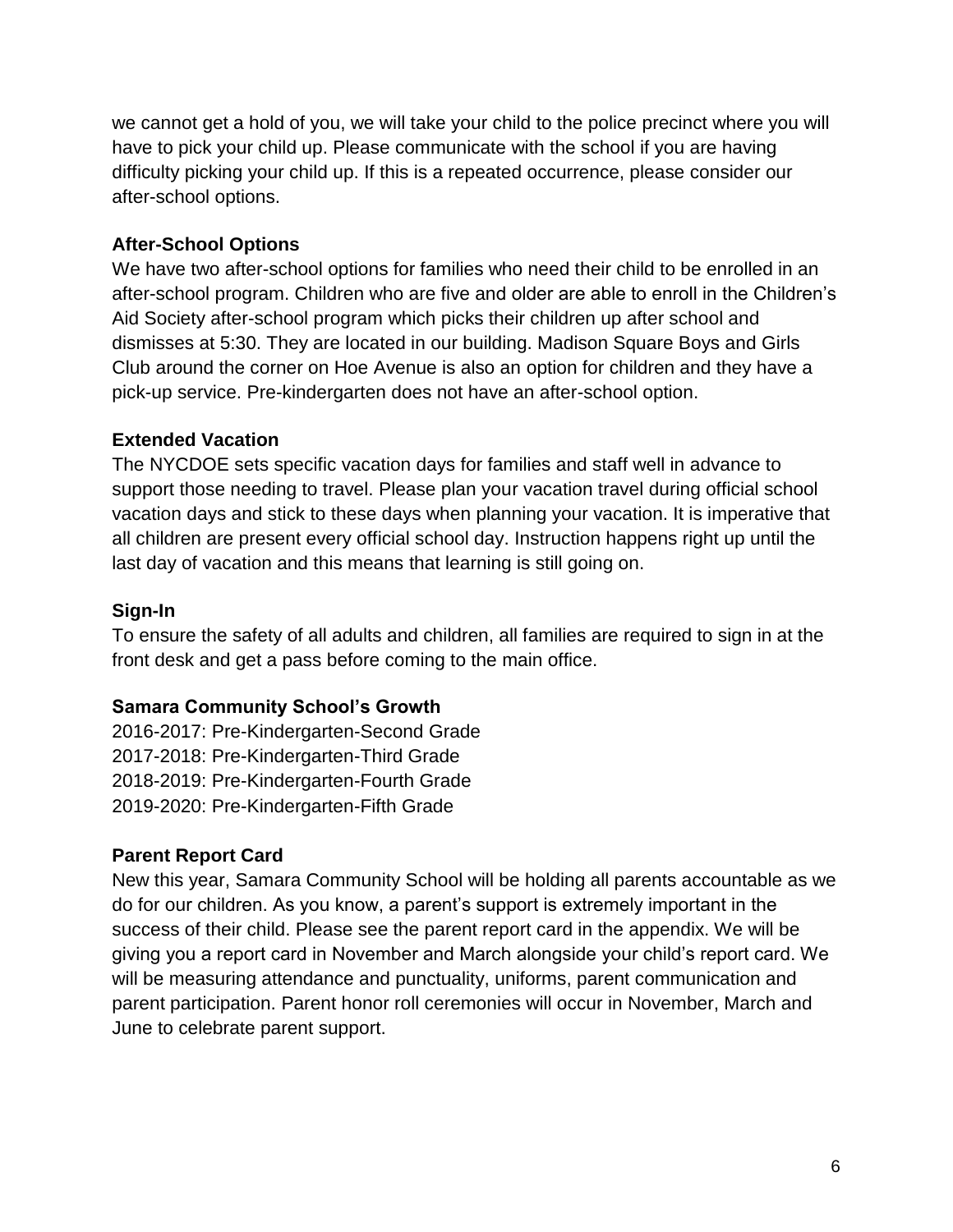we cannot get a hold of you, we will take your child to the police precinct where you will have to pick your child up. Please communicate with the school if you are having difficulty picking your child up. If this is a repeated occurrence, please consider our after-school options.

**After-School Options**

We have two after-school options for families who need their child to be enrolled in an after-school program. Children who are five and older are able to enroll in the Children's Aid Society after-school program which picks their children up after school and dismisses at 5:30. They are located in our building. Madison Square Boys and Girls Club around the corner on Hoe Avenue is also an option for children and they have a pick-up service. Pre-kindergarten does not have an after-school option.

**Extended Vacation**

The NYCDOE sets specific vacation days for families and staff well in advance to support those needing to travel. Please plan your vacation travel during official school vacation days and stick to these days when planning your vacation. It is imperative that all children are present every official school day. Instruction happens right up until the last day of vacation and this means that learning is still going on.

**Sign-In**

To ensure the safety of all adults and children, all families are required to sign in at the front desk and get a pass before coming to the main office.

**Samara Community School's Growth**

2016-2017: Pre-Kindergarten-Second Grade
2017-2018: Pre-Kindergarten-Third Grade
2018-2019: Pre-Kindergarten-Fourth Grade
2019-2020: Pre-Kindergarten-Fifth Grade

**Parent Report Card**

New this year, Samara Community School will be holding all parents accountable as we do for our children. As you know, a parent's support is extremely important in the success of their child. Please see the parent report card in the appendix. We will be giving you a report card in November and March alongside your child's report card. We will be measuring attendance and punctuality, uniforms, parent communication and parent participation. Parent honor roll ceremonies will occur in November, March and June to celebrate parent support.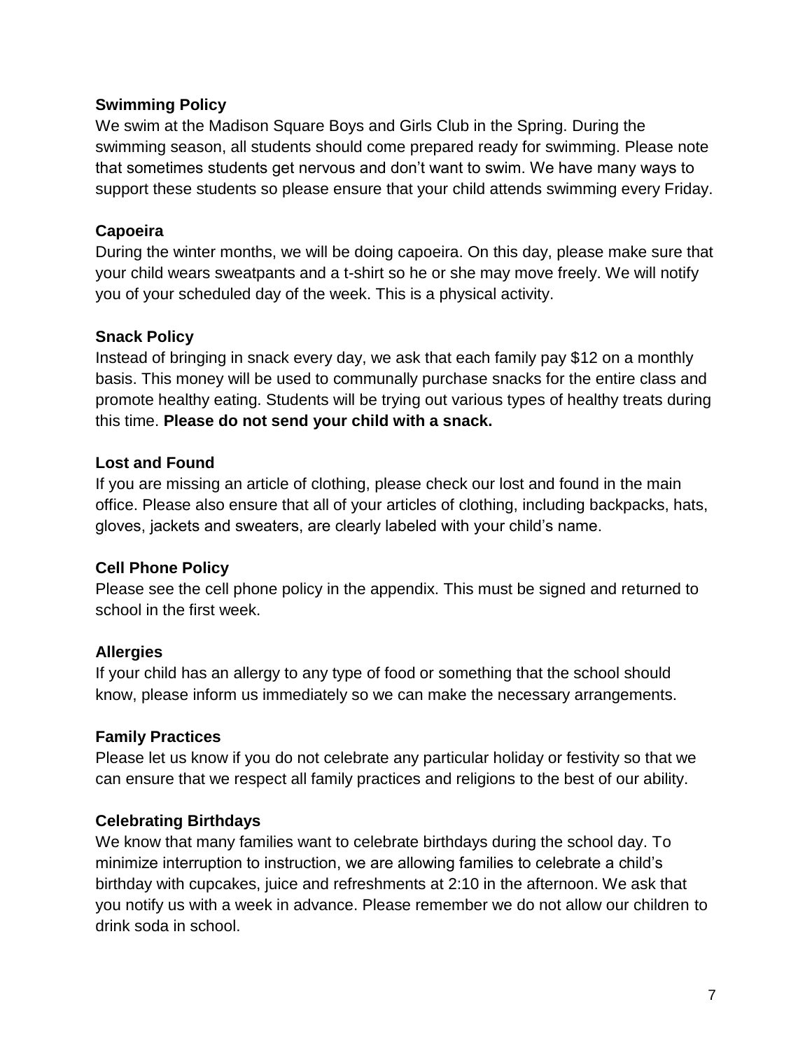**Swimming Policy**

We swim at the Madison Square Boys and Girls Club in the Spring. During the swimming season, all students should come prepared ready for swimming. Please note that sometimes students get nervous and don't want to swim. We have many ways to support these students so please ensure that your child attends swimming every Friday.

**Capoeira**

During the winter months, we will be doing capoeira. On this day, please make sure that your child wears sweatpants and a t-shirt so he or she may move freely. We will notify you of your scheduled day of the week. This is a physical activity.

**Snack Policy**

Instead of bringing in snack every day, we ask that each family pay $12 on a monthly basis. This money will be used to communally purchase snacks for the entire class and promote healthy eating. Students will be trying out various types of healthy treats during this time. **Please do not send your child with a snack.**

**Lost and Found**

If you are missing an article of clothing, please check our lost and found in the main office. Please also ensure that all of your articles of clothing, including backpacks, hats, gloves, jackets and sweaters, are clearly labeled with your child's name.

**Cell Phone Policy**

Please see the cell phone policy in the appendix. This must be signed and returned to school in the first week.

**Allergies**

If your child has an allergy to any type of food or something that the school should know, please inform us immediately so we can make the necessary arrangements.

**Family Practices**

Please let us know if you do not celebrate any particular holiday or festivity so that we can ensure that we respect all family practices and religions to the best of our ability.

**Celebrating Birthdays**

We know that many families want to celebrate birthdays during the school day. To minimize interruption to instruction, we are allowing families to celebrate a child's birthday with cupcakes, juice and refreshments at 2:10 in the afternoon. We ask that you notify us with a week in advance. Please remember we do not allow our children to drink soda in school.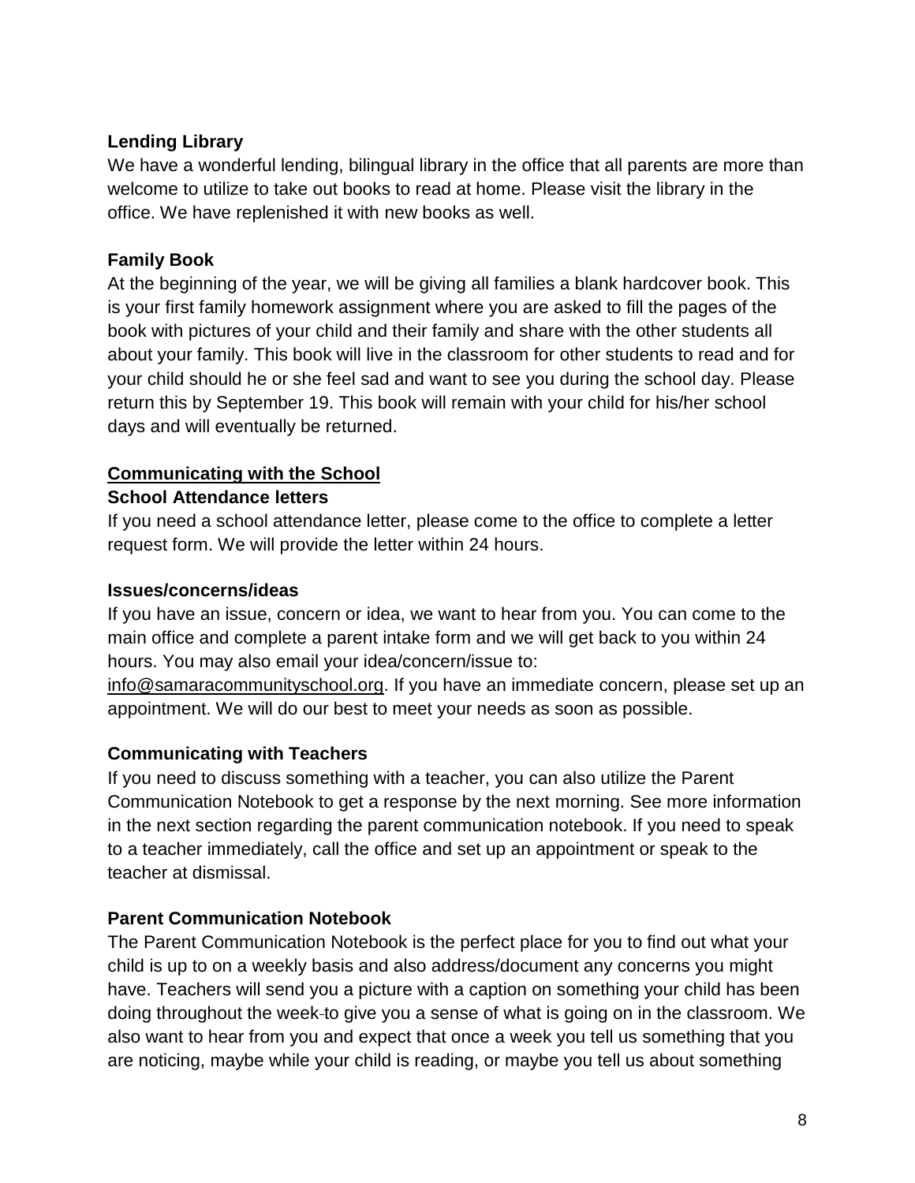### Lending Library

We have a wonderful lending, bilingual library in the office that all parents are more than welcome to utilize to take out books to read at home. Please visit the library in the office. We have replenished it with new books as well.

### Family Book

At the beginning of the year, we will be giving all families a blank hardcover book. This is your first family homework assignment where you are asked to fill the pages of the book with pictures of your child and their family and share with the other students all about your family. This book will live in the classroom for other students to read and for your child should he or she feel sad and want to see you during the school day. Please return this by September 19. This book will remain with your child for his/her school days and will eventually be returned.

## Communicating with the School

### School Attendance letters

If you need a school attendance letter, please come to the office to complete a letter request form. We will provide the letter within 24 hours.

### Issues/concerns/ideas

If you have an issue, concern or idea, we want to hear from you. You can come to the main office and complete a parent intake form and we will get back to you within 24 hours. You may also email your idea/concern/issue to: info@samaracommunityschool.org. If you have an immediate concern, please set up an appointment. We will do our best to meet your needs as soon as possible.

### Communicating with Teachers

If you need to discuss something with a teacher, you can also utilize the Parent Communication Notebook to get a response by the next morning. See more information in the next section regarding the parent communication notebook. If you need to speak to a teacher immediately, call the office and set up an appointment or speak to the teacher at dismissal.

### Parent Communication Notebook

The Parent Communication Notebook is the perfect place for you to find out what your child is up to on a weekly basis and also address/document any concerns you might have. Teachers will send you a picture with a caption on something your child has been doing throughout the week to give you a sense of what is going on in the classroom. We also want to hear from you and expect that once a week you tell us something that you are noticing, maybe while your child is reading, or maybe you tell us about something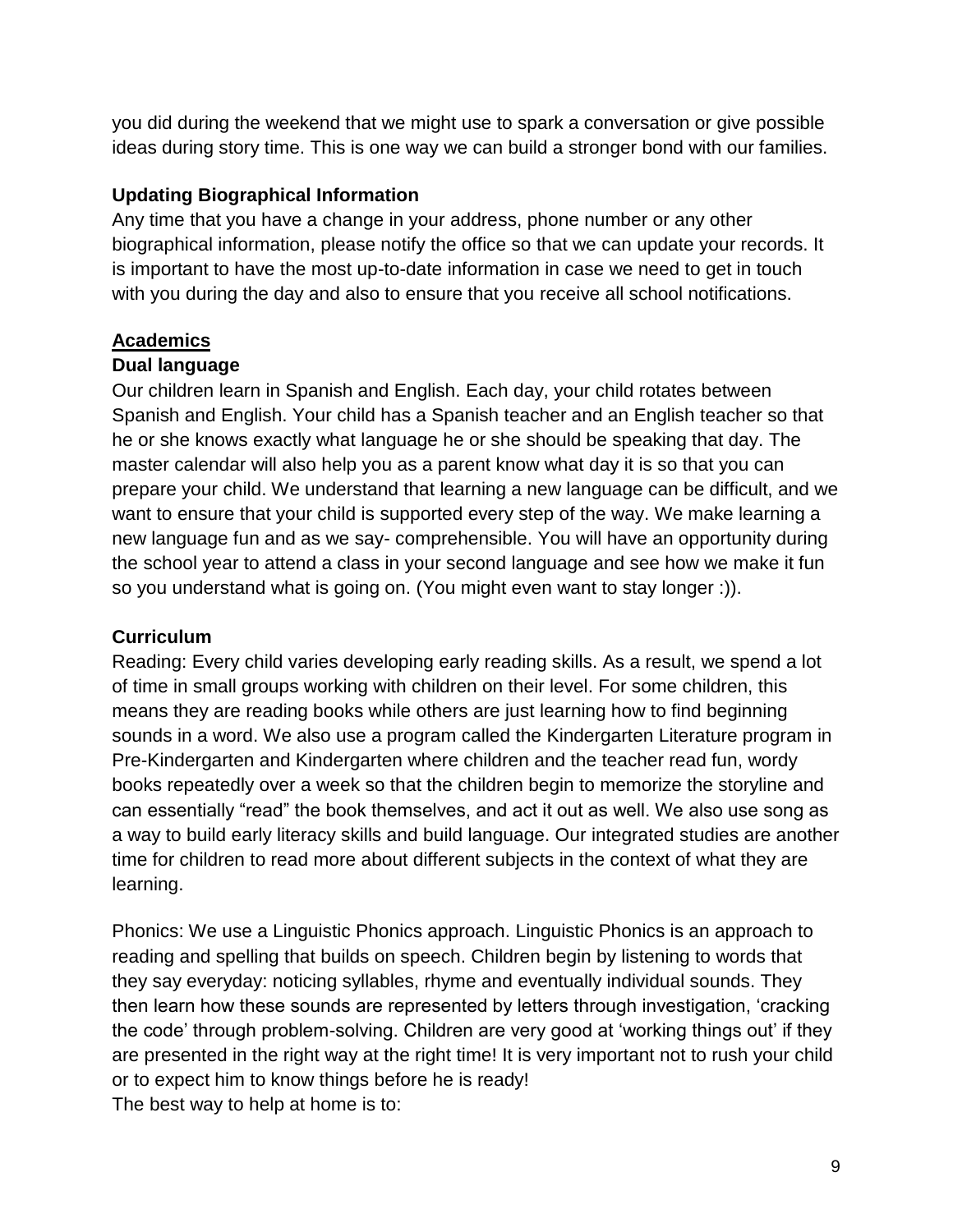you did during the weekend that we might use to spark a conversation or give possible ideas during story time. This is one way we can build a stronger bond with our families.

### Updating Biographical Information

Any time that you have a change in your address, phone number or any other biographical information, please notify the office so that we can update your records. It is important to have the most up-to-date information in case we need to get in touch with you during the day and also to ensure that you receive all school notifications.

## Academics

### Dual language

Our children learn in Spanish and English. Each day, your child rotates between Spanish and English. Your child has a Spanish teacher and an English teacher so that he or she knows exactly what language he or she should be speaking that day. The master calendar will also help you as a parent know what day it is so that you can prepare your child. We understand that learning a new language can be difficult, and we want to ensure that your child is supported every step of the way. We make learning a new language fun and as we say- comprehensible. You will have an opportunity during the school year to attend a class in your second language and see how we make it fun so you understand what is going on. (You might even want to stay longer :)).

### Curriculum

Reading: Every child varies developing early reading skills. As a result, we spend a lot of time in small groups working with children on their level. For some children, this means they are reading books while others are just learning how to find beginning sounds in a word. We also use a program called the Kindergarten Literature program in Pre-Kindergarten and Kindergarten where children and the teacher read fun, wordy books repeatedly over a week so that the children begin to memorize the storyline and can essentially "read" the book themselves, and act it out as well. We also use song as a way to build early literacy skills and build language. Our integrated studies are another time for children to read more about different subjects in the context of what they are learning.

Phonics: We use a Linguistic Phonics approach. Linguistic Phonics is an approach to reading and spelling that builds on speech. Children begin by listening to words that they say everyday: noticing syllables, rhyme and eventually individual sounds. They then learn how these sounds are represented by letters through investigation, 'cracking the code' through problem-solving. Children are very good at 'working things out' if they are presented in the right way at the right time! It is very important not to rush your child or to expect him to know things before he is ready!

The best way to help at home is to: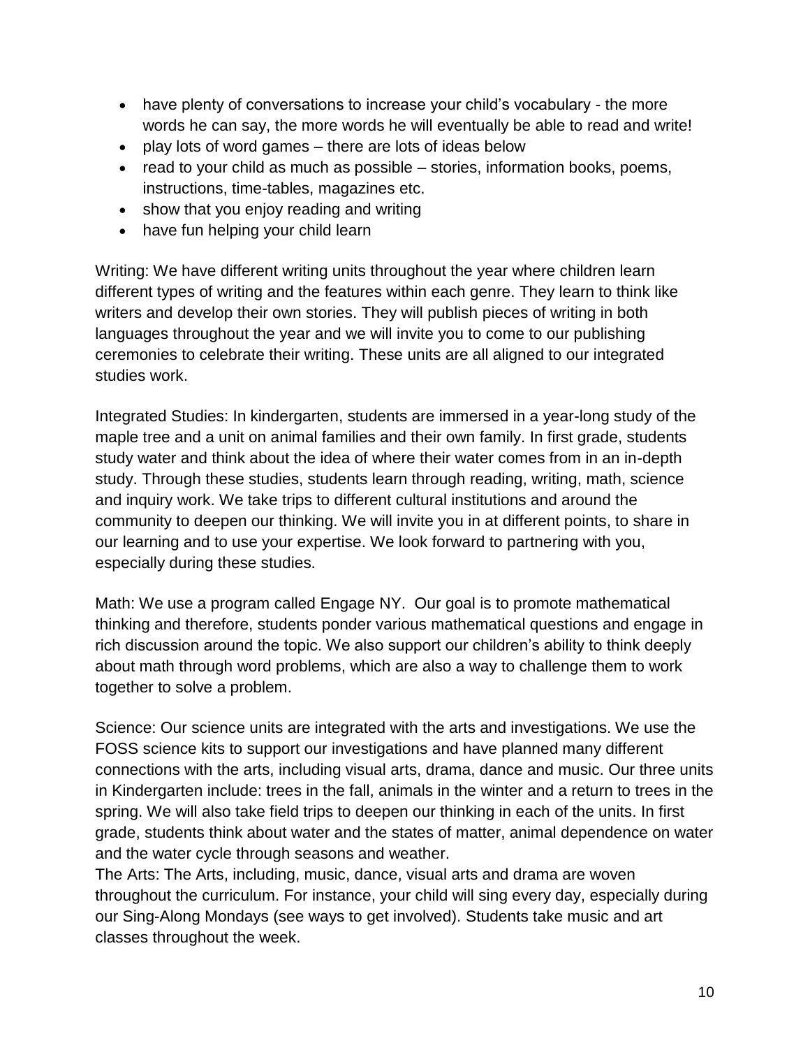- have plenty of conversations to increase your child's vocabulary - the more words he can say, the more words he will eventually be able to read and write!
- play lots of word games – there are lots of ideas below
- read to your child as much as possible – stories, information books, poems, instructions, time-tables, magazines etc.
- show that you enjoy reading and writing
- have fun helping your child learn

Writing: We have different writing units throughout the year where children learn different types of writing and the features within each genre. They learn to think like writers and develop their own stories. They will publish pieces of writing in both languages throughout the year and we will invite you to come to our publishing ceremonies to celebrate their writing. These units are all aligned to our integrated studies work.

Integrated Studies: In kindergarten, students are immersed in a year-long study of the maple tree and a unit on animal families and their own family. In first grade, students study water and think about the idea of where their water comes from in an in-depth study. Through these studies, students learn through reading, writing, math, science and inquiry work. We take trips to different cultural institutions and around the community to deepen our thinking. We will invite you in at different points, to share in our learning and to use your expertise. We look forward to partnering with you, especially during these studies.

Math: We use a program called Engage NY. Our goal is to promote mathematical thinking and therefore, students ponder various mathematical questions and engage in rich discussion around the topic. We also support our children's ability to think deeply about math through word problems, which are also a way to challenge them to work together to solve a problem.

Science: Our science units are integrated with the arts and investigations. We use the FOSS science kits to support our investigations and have planned many different connections with the arts, including visual arts, drama, dance and music. Our three units in Kindergarten include: trees in the fall, animals in the winter and a return to trees in the spring. We will also take field trips to deepen our thinking in each of the units. In first grade, students think about water and the states of matter, animal dependence on water and the water cycle through seasons and weather.

The Arts: The Arts, including, music, dance, visual arts and drama are woven throughout the curriculum. For instance, your child will sing every day, especially during our Sing-Along Mondays (see ways to get involved). Students take music and art classes throughout the week.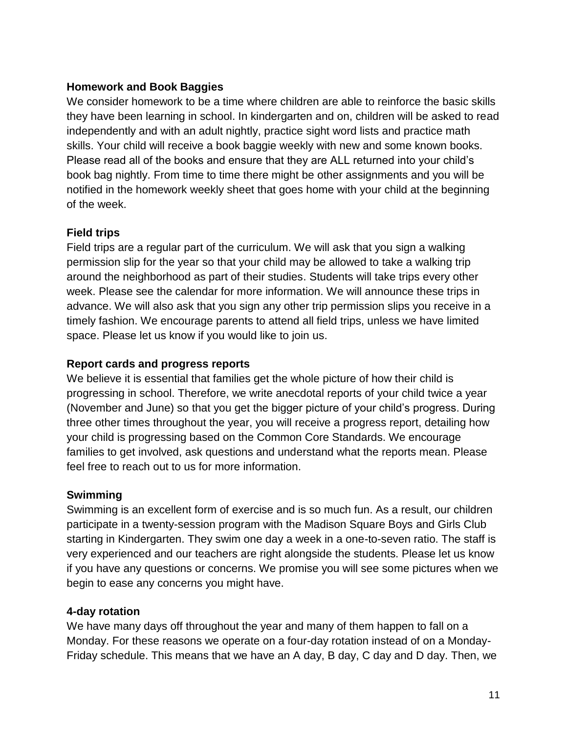**Homework and Book Baggies**

We consider homework to be a time where children are able to reinforce the basic skills they have been learning in school. In kindergarten and on, children will be asked to read independently and with an adult nightly, practice sight word lists and practice math skills. Your child will receive a book baggie weekly with new and some known books. Please read all of the books and ensure that they are ALL returned into your child's book bag nightly. From time to time there might be other assignments and you will be notified in the homework weekly sheet that goes home with your child at the beginning of the week.

**Field trips**

Field trips are a regular part of the curriculum. We will ask that you sign a walking permission slip for the year so that your child may be allowed to take a walking trip around the neighborhood as part of their studies. Students will take trips every other week. Please see the calendar for more information. We will announce these trips in advance. We will also ask that you sign any other trip permission slips you receive in a timely fashion. We encourage parents to attend all field trips, unless we have limited space. Please let us know if you would like to join us.

**Report cards and progress reports**

We believe it is essential that families get the whole picture of how their child is progressing in school. Therefore, we write anecdotal reports of your child twice a year (November and June) so that you get the bigger picture of your child's progress. During three other times throughout the year, you will receive a progress report, detailing how your child is progressing based on the Common Core Standards. We encourage families to get involved, ask questions and understand what the reports mean. Please feel free to reach out to us for more information.

**Swimming**

Swimming is an excellent form of exercise and is so much fun. As a result, our children participate in a twenty-session program with the Madison Square Boys and Girls Club starting in Kindergarten. They swim one day a week in a one-to-seven ratio. The staff is very experienced and our teachers are right alongside the students. Please let us know if you have any questions or concerns. We promise you will see some pictures when we begin to ease any concerns you might have.

**4-day rotation**

We have many days off throughout the year and many of them happen to fall on a Monday. For these reasons we operate on a four-day rotation instead of on a Monday-Friday schedule. This means that we have an A day, B day, C day and D day. Then, we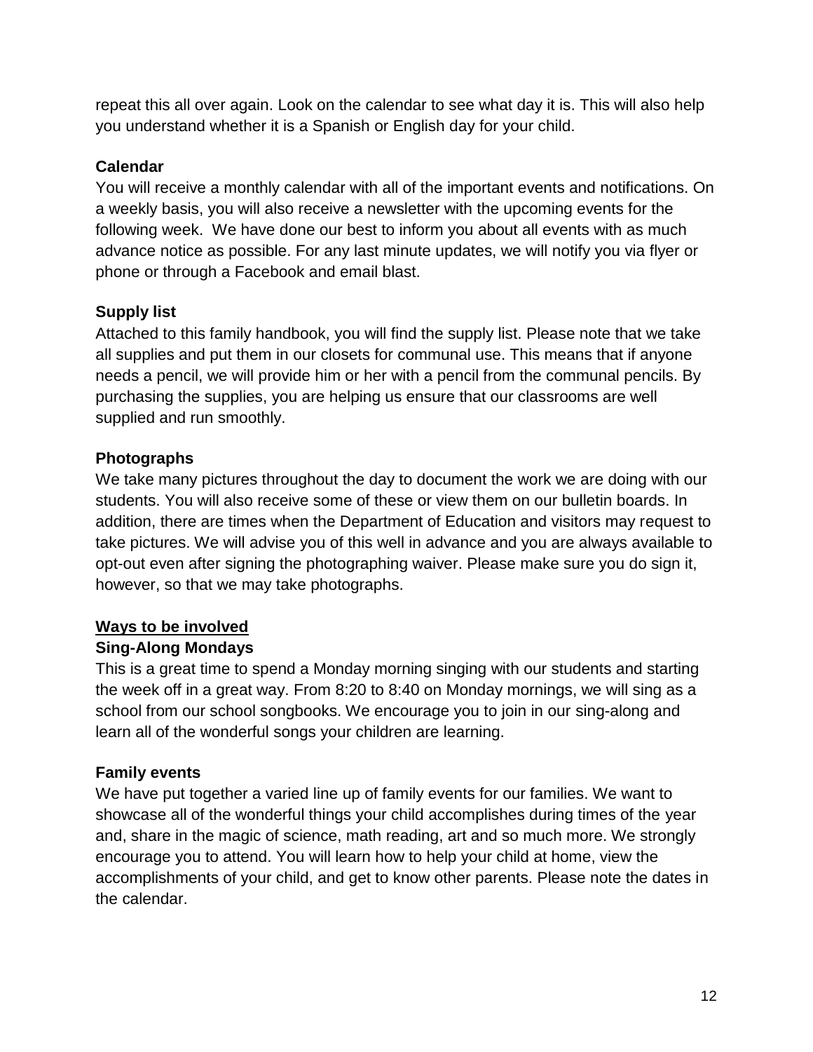repeat this all over again. Look on the calendar to see what day it is. This will also help you understand whether it is a Spanish or English day for your child.

**Calendar**

You will receive a monthly calendar with all of the important events and notifications. On a weekly basis, you will also receive a newsletter with the upcoming events for the following week. We have done our best to inform you about all events with as much advance notice as possible. For any last minute updates, we will notify you via flyer or phone or through a Facebook and email blast.

**Supply list**

Attached to this family handbook, you will find the supply list. Please note that we take all supplies and put them in our closets for communal use. This means that if anyone needs a pencil, we will provide him or her with a pencil from the communal pencils. By purchasing the supplies, you are helping us ensure that our classrooms are well supplied and run smoothly.

**Photographs**

We take many pictures throughout the day to document the work we are doing with our students. You will also receive some of these or view them on our bulletin boards. In addition, there are times when the Department of Education and visitors may request to take pictures. We will advise you of this well in advance and you are always available to opt-out even after signing the photographing waiver. Please make sure you do sign it, however, so that we may take photographs.

## Ways to be involved

**Sing-Along Mondays**

This is a great time to spend a Monday morning singing with our students and starting the week off in a great way. From 8:20 to 8:40 on Monday mornings, we will sing as a school from our school songbooks. We encourage you to join in our sing-along and learn all of the wonderful songs your children are learning.

**Family events**

We have put together a varied line up of family events for our families. We want to showcase all of the wonderful things your child accomplishes during times of the year and, share in the magic of science, math reading, art and so much more. We strongly encourage you to attend. You will learn how to help your child at home, view the accomplishments of your child, and get to know other parents. Please note the dates in the calendar.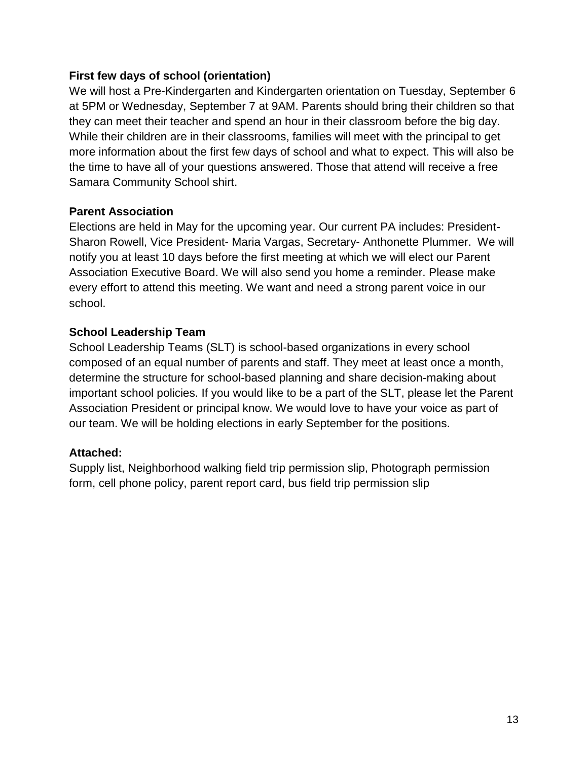**First few days of school (orientation)**

We will host a Pre-Kindergarten and Kindergarten orientation on Tuesday, September 6 at 5PM or Wednesday, September 7 at 9AM. Parents should bring their children so that they can meet their teacher and spend an hour in their classroom before the big day. While their children are in their classrooms, families will meet with the principal to get more information about the first few days of school and what to expect. This will also be the time to have all of your questions answered. Those that attend will receive a free Samara Community School shirt.

**Parent Association**

Elections are held in May for the upcoming year. Our current PA includes: President- Sharon Rowell, Vice President- Maria Vargas, Secretary- Anthonette Plummer. We will notify you at least 10 days before the first meeting at which we will elect our Parent Association Executive Board. We will also send you home a reminder. Please make every effort to attend this meeting. We want and need a strong parent voice in our school.

**School Leadership Team**

School Leadership Teams (SLT) is school-based organizations in every school composed of an equal number of parents and staff. They meet at least once a month, determine the structure for school-based planning and share decision-making about important school policies. If you would like to be a part of the SLT, please let the Parent Association President or principal know. We would love to have your voice as part of our team. We will be holding elections in early September for the positions.

**Attached:**

Supply list, Neighborhood walking field trip permission slip, Photograph permission form, cell phone policy, parent report card, bus field trip permission slip